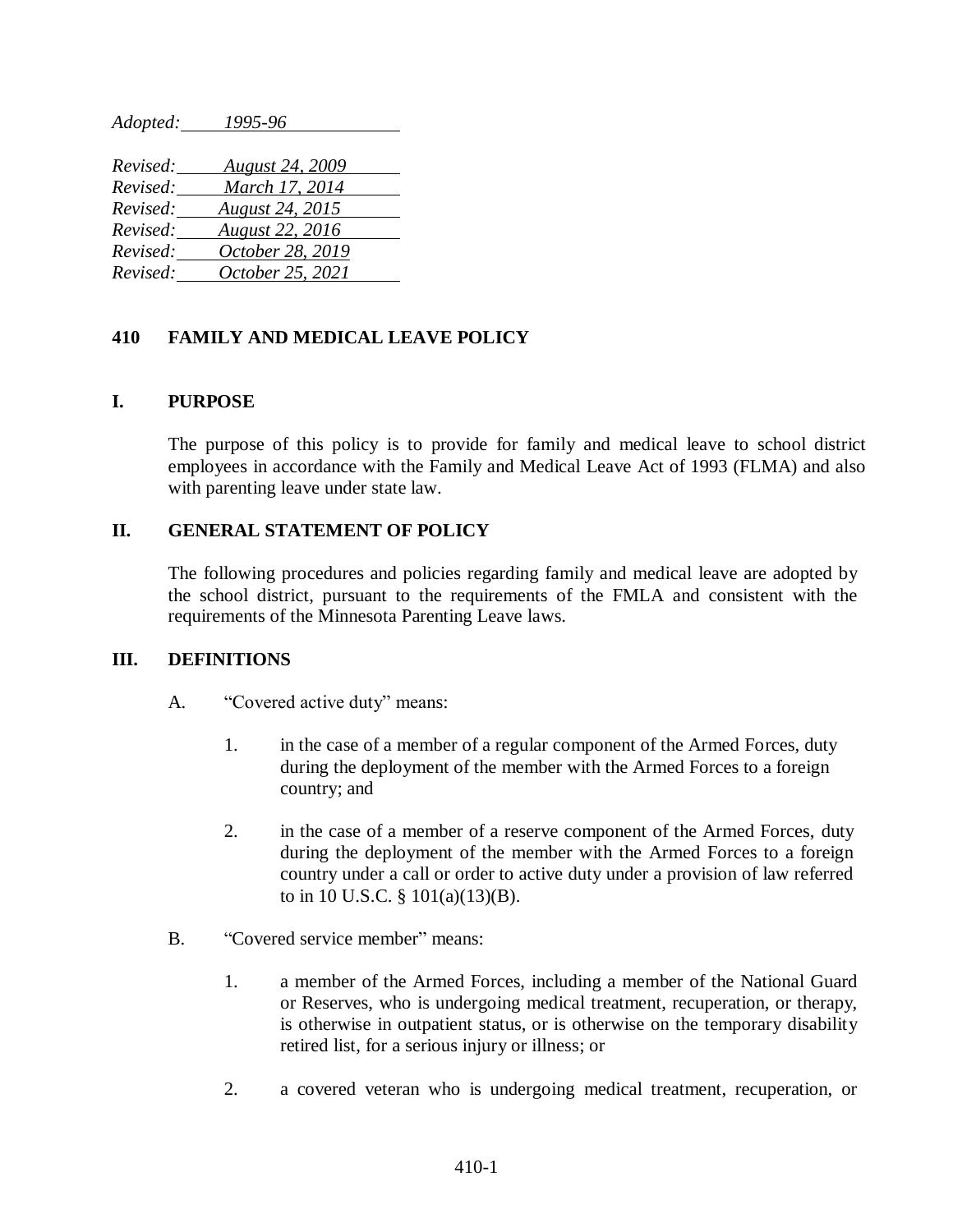*Adopted: 1995-96*

*Revised: August 24, 2009*
*Revised: March 17, 2014*
*Revised: August 24, 2015*
*Revised: August 22, 2016*
*Revised: October 28, 2019*
*Revised: October 25, 2021*

## 410 FAMILY AND MEDICAL LEAVE POLICY

### I. PURPOSE

The purpose of this policy is to provide for family and medical leave to school district employees in accordance with the Family and Medical Leave Act of 1993 (FLMA) and also with parenting leave under state law.

### II. GENERAL STATEMENT OF POLICY

The following procedures and policies regarding family and medical leave are adopted by the school district, pursuant to the requirements of the FMLA and consistent with the requirements of the Minnesota Parenting Leave laws.

### III. DEFINITIONS

A. "Covered active duty" means:

1. in the case of a member of a regular component of the Armed Forces, duty during the deployment of the member with the Armed Forces to a foreign country; and

2. in the case of a member of a reserve component of the Armed Forces, duty during the deployment of the member with the Armed Forces to a foreign country under a call or order to active duty under a provision of law referred to in 10 U.S.C. § 101(a)(13)(B).

B. "Covered service member" means:

1. a member of the Armed Forces, including a member of the National Guard or Reserves, who is undergoing medical treatment, recuperation, or therapy, is otherwise in outpatient status, or is otherwise on the temporary disability retired list, for a serious injury or illness; or

2. a covered veteran who is undergoing medical treatment, recuperation, or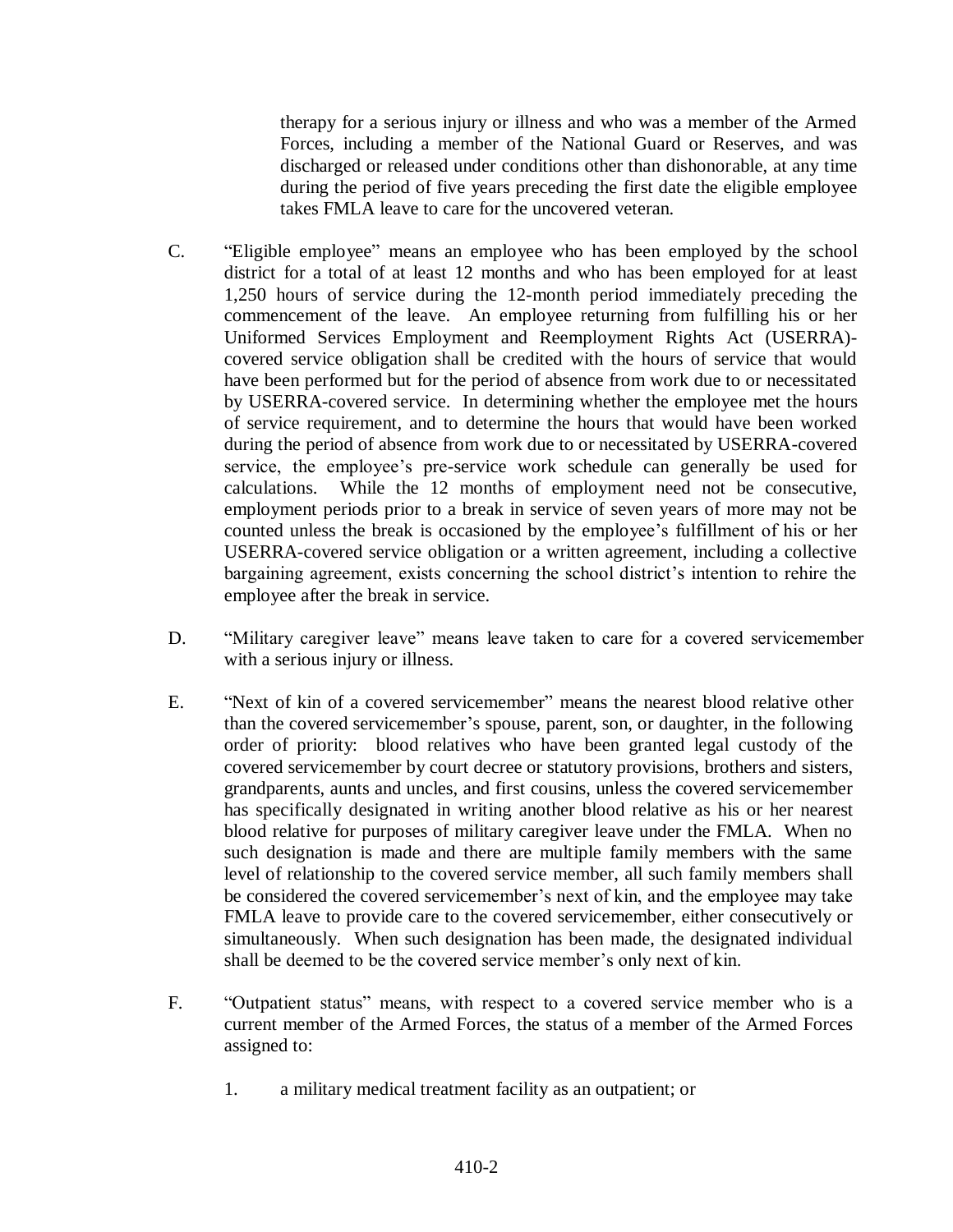therapy for a serious injury or illness and who was a member of the Armed Forces, including a member of the National Guard or Reserves, and was discharged or released under conditions other than dishonorable, at any time during the period of five years preceding the first date the eligible employee takes FMLA leave to care for the uncovered veteran.

C. "Eligible employee" means an employee who has been employed by the school district for a total of at least 12 months and who has been employed for at least 1,250 hours of service during the 12-month period immediately preceding the commencement of the leave. An employee returning from fulfilling his or her Uniformed Services Employment and Reemployment Rights Act (USERRA)-covered service obligation shall be credited with the hours of service that would have been performed but for the period of absence from work due to or necessitated by USERRA-covered service. In determining whether the employee met the hours of service requirement, and to determine the hours that would have been worked during the period of absence from work due to or necessitated by USERRA-covered service, the employee's pre-service work schedule can generally be used for calculations. While the 12 months of employment need not be consecutive, employment periods prior to a break in service of seven years of more may not be counted unless the break is occasioned by the employee's fulfillment of his or her USERRA-covered service obligation or a written agreement, including a collective bargaining agreement, exists concerning the school district's intention to rehire the employee after the break in service.

D. "Military caregiver leave" means leave taken to care for a covered servicemember with a serious injury or illness.

E. "Next of kin of a covered servicemember" means the nearest blood relative other than the covered servicemember's spouse, parent, son, or daughter, in the following order of priority: blood relatives who have been granted legal custody of the covered servicemember by court decree or statutory provisions, brothers and sisters, grandparents, aunts and uncles, and first cousins, unless the covered servicemember has specifically designated in writing another blood relative as his or her nearest blood relative for purposes of military caregiver leave under the FMLA. When no such designation is made and there are multiple family members with the same level of relationship to the covered service member, all such family members shall be considered the covered servicemember's next of kin, and the employee may take FMLA leave to provide care to the covered servicemember, either consecutively or simultaneously. When such designation has been made, the designated individual shall be deemed to be the covered service member's only next of kin.

F. "Outpatient status" means, with respect to a covered service member who is a current member of the Armed Forces, the status of a member of the Armed Forces assigned to:

   1. a military medical treatment facility as an outpatient; or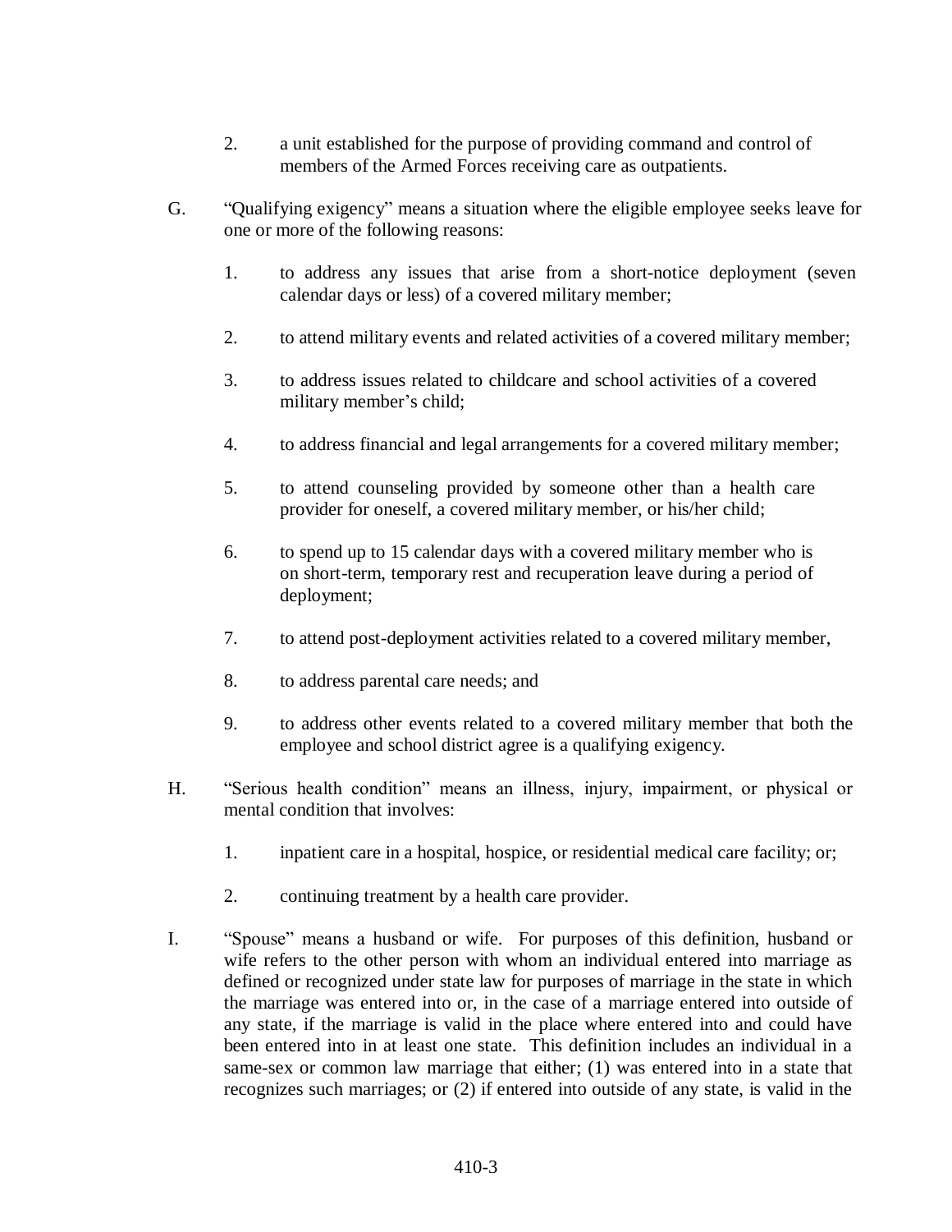2. a unit established for the purpose of providing command and control of members of the Armed Forces receiving care as outpatients.

G. "Qualifying exigency" means a situation where the eligible employee seeks leave for one or more of the following reasons:

   1. to address any issues that arise from a short-notice deployment (seven calendar days or less) of a covered military member;

   2. to attend military events and related activities of a covered military member;

   3. to address issues related to childcare and school activities of a covered military member's child;

   4. to address financial and legal arrangements for a covered military member;

   5. to attend counseling provided by someone other than a health care provider for oneself, a covered military member, or his/her child;

   6. to spend up to 15 calendar days with a covered military member who is on short-term, temporary rest and recuperation leave during a period of deployment;

   7. to attend post-deployment activities related to a covered military member,

   8. to address parental care needs; and

   9. to address other events related to a covered military member that both the employee and school district agree is a qualifying exigency.

H. "Serious health condition" means an illness, injury, impairment, or physical or mental condition that involves:

   1. inpatient care in a hospital, hospice, or residential medical care facility; or;

   2. continuing treatment by a health care provider.

I. "Spouse" means a husband or wife. For purposes of this definition, husband or wife refers to the other person with whom an individual entered into marriage as defined or recognized under state law for purposes of marriage in the state in which the marriage was entered into or, in the case of a marriage entered into outside of any state, if the marriage is valid in the place where entered into and could have been entered into in at least one state. This definition includes an individual in a same-sex or common law marriage that either; (1) was entered into in a state that recognizes such marriages; or (2) if entered into outside of any state, is valid in the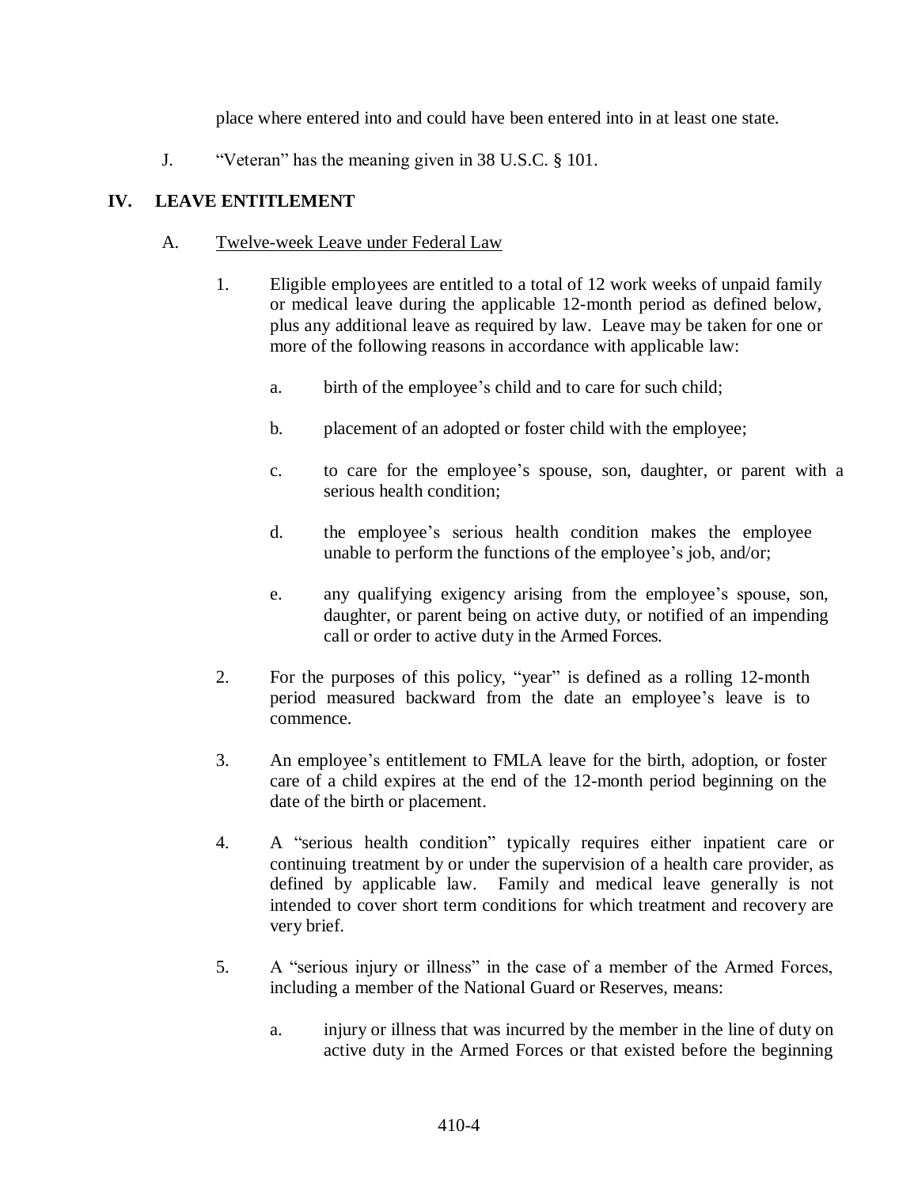place where entered into and could have been entered into in at least one state.

J. "Veteran" has the meaning given in 38 U.S.C. § 101.

## IV. LEAVE ENTITLEMENT

### A. Twelve-week Leave under Federal Law

1. Eligible employees are entitled to a total of 12 work weeks of unpaid family or medical leave during the applicable 12-month period as defined below, plus any additional leave as required by law. Leave may be taken for one or more of the following reasons in accordance with applicable law:

   a. birth of the employee's child and to care for such child;

   b. placement of an adopted or foster child with the employee;

   c. to care for the employee's spouse, son, daughter, or parent with a serious health condition;

   d. the employee's serious health condition makes the employee unable to perform the functions of the employee's job, and/or;

   e. any qualifying exigency arising from the employee's spouse, son, daughter, or parent being on active duty, or notified of an impending call or order to active duty in the Armed Forces.

2. For the purposes of this policy, "year" is defined as a rolling 12-month period measured backward from the date an employee's leave is to commence.

3. An employee's entitlement to FMLA leave for the birth, adoption, or foster care of a child expires at the end of the 12-month period beginning on the date of the birth or placement.

4. A "serious health condition" typically requires either inpatient care or continuing treatment by or under the supervision of a health care provider, as defined by applicable law. Family and medical leave generally is not intended to cover short term conditions for which treatment and recovery are very brief.

5. A "serious injury or illness" in the case of a member of the Armed Forces, including a member of the National Guard or Reserves, means:

   a. injury or illness that was incurred by the member in the line of duty on active duty in the Armed Forces or that existed before the beginning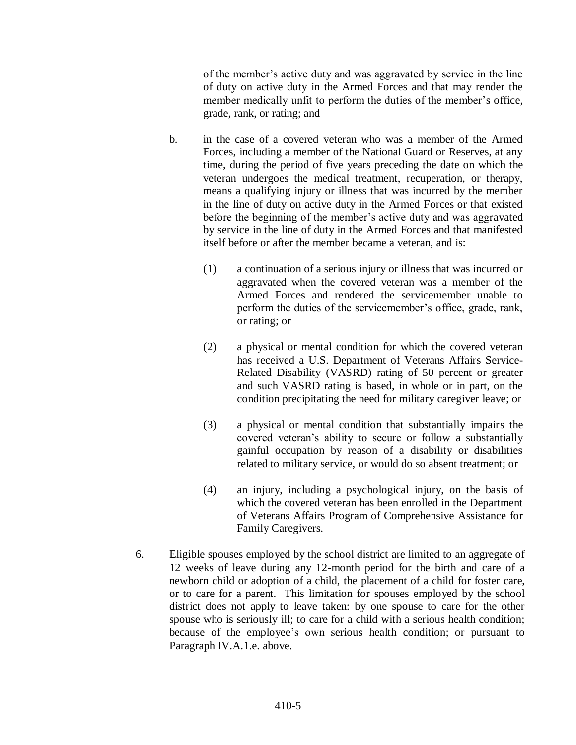of the member's active duty and was aggravated by service in the line of duty on active duty in the Armed Forces and that may render the member medically unfit to perform the duties of the member's office, grade, rank, or rating; and

b. in the case of a covered veteran who was a member of the Armed Forces, including a member of the National Guard or Reserves, at any time, during the period of five years preceding the date on which the veteran undergoes the medical treatment, recuperation, or therapy, means a qualifying injury or illness that was incurred by the member in the line of duty on active duty in the Armed Forces or that existed before the beginning of the member's active duty and was aggravated by service in the line of duty in the Armed Forces and that manifested itself before or after the member became a veteran, and is:

   (1) a continuation of a serious injury or illness that was incurred or aggravated when the covered veteran was a member of the Armed Forces and rendered the servicemember unable to perform the duties of the servicemember's office, grade, rank, or rating; or

   (2) a physical or mental condition for which the covered veteran has received a U.S. Department of Veterans Affairs Service-Related Disability (VASRD) rating of 50 percent or greater and such VASRD rating is based, in whole or in part, on the condition precipitating the need for military caregiver leave; or

   (3) a physical or mental condition that substantially impairs the covered veteran's ability to secure or follow a substantially gainful occupation by reason of a disability or disabilities related to military service, or would do so absent treatment; or

   (4) an injury, including a psychological injury, on the basis of which the covered veteran has been enrolled in the Department of Veterans Affairs Program of Comprehensive Assistance for Family Caregivers.

6. Eligible spouses employed by the school district are limited to an aggregate of 12 weeks of leave during any 12-month period for the birth and care of a newborn child or adoption of a child, the placement of a child for foster care, or to care for a parent. This limitation for spouses employed by the school district does not apply to leave taken: by one spouse to care for the other spouse who is seriously ill; to care for a child with a serious health condition; because of the employee's own serious health condition; or pursuant to Paragraph IV.A.1.e. above.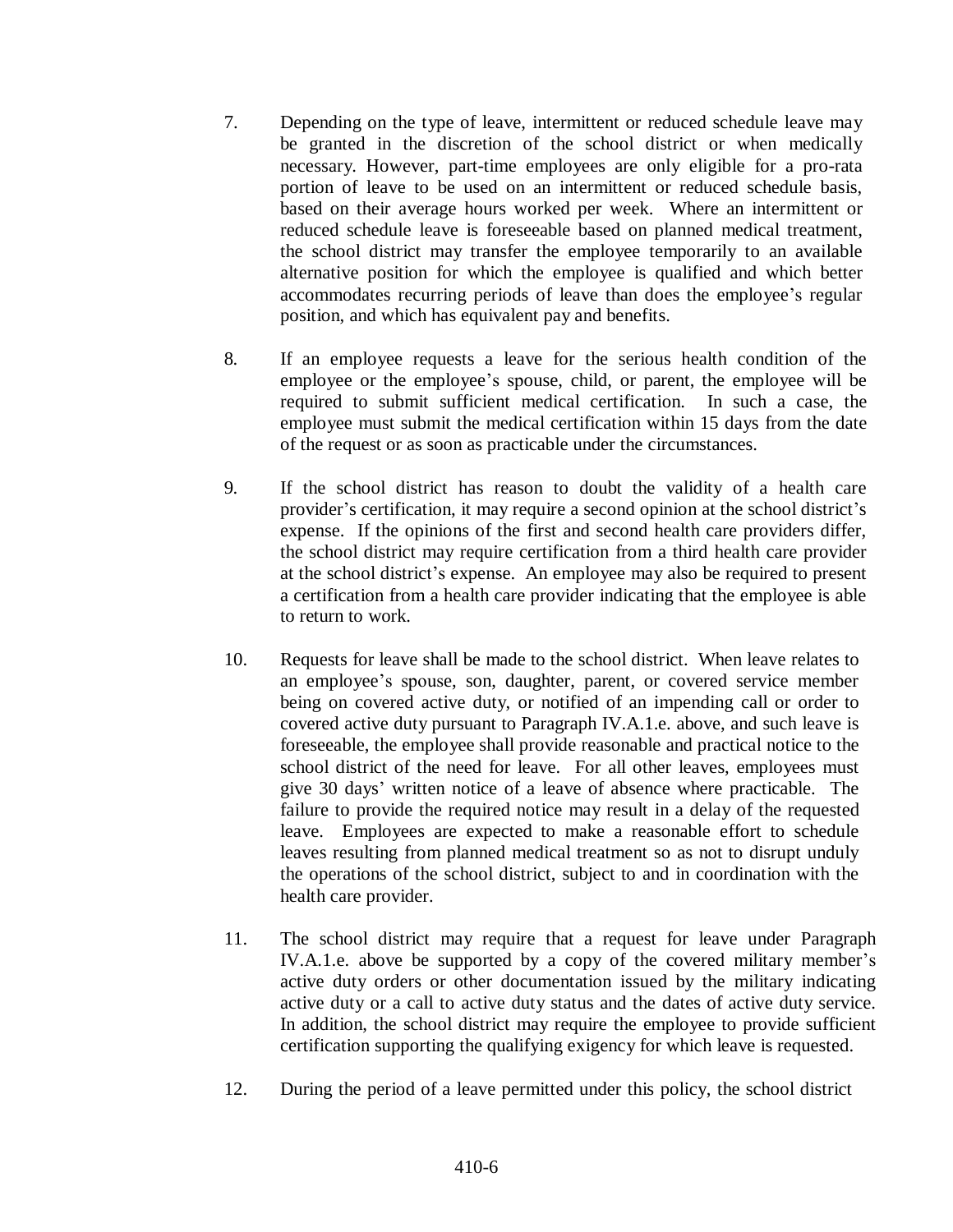7. Depending on the type of leave, intermittent or reduced schedule leave may be granted in the discretion of the school district or when medically necessary. However, part-time employees are only eligible for a pro-rata portion of leave to be used on an intermittent or reduced schedule basis, based on their average hours worked per week. Where an intermittent or reduced schedule leave is foreseeable based on planned medical treatment, the school district may transfer the employee temporarily to an available alternative position for which the employee is qualified and which better accommodates recurring periods of leave than does the employee's regular position, and which has equivalent pay and benefits.

8. If an employee requests a leave for the serious health condition of the employee or the employee's spouse, child, or parent, the employee will be required to submit sufficient medical certification. In such a case, the employee must submit the medical certification within 15 days from the date of the request or as soon as practicable under the circumstances.

9. If the school district has reason to doubt the validity of a health care provider's certification, it may require a second opinion at the school district's expense. If the opinions of the first and second health care providers differ, the school district may require certification from a third health care provider at the school district's expense. An employee may also be required to present a certification from a health care provider indicating that the employee is able to return to work.

10. Requests for leave shall be made to the school district. When leave relates to an employee's spouse, son, daughter, parent, or covered service member being on covered active duty, or notified of an impending call or order to covered active duty pursuant to Paragraph IV.A.1.e. above, and such leave is foreseeable, the employee shall provide reasonable and practical notice to the school district of the need for leave. For all other leaves, employees must give 30 days' written notice of a leave of absence where practicable. The failure to provide the required notice may result in a delay of the requested leave. Employees are expected to make a reasonable effort to schedule leaves resulting from planned medical treatment so as not to disrupt unduly the operations of the school district, subject to and in coordination with the health care provider.

11. The school district may require that a request for leave under Paragraph IV.A.1.e. above be supported by a copy of the covered military member's active duty orders or other documentation issued by the military indicating active duty or a call to active duty status and the dates of active duty service. In addition, the school district may require the employee to provide sufficient certification supporting the qualifying exigency for which leave is requested.

12. During the period of a leave permitted under this policy, the school district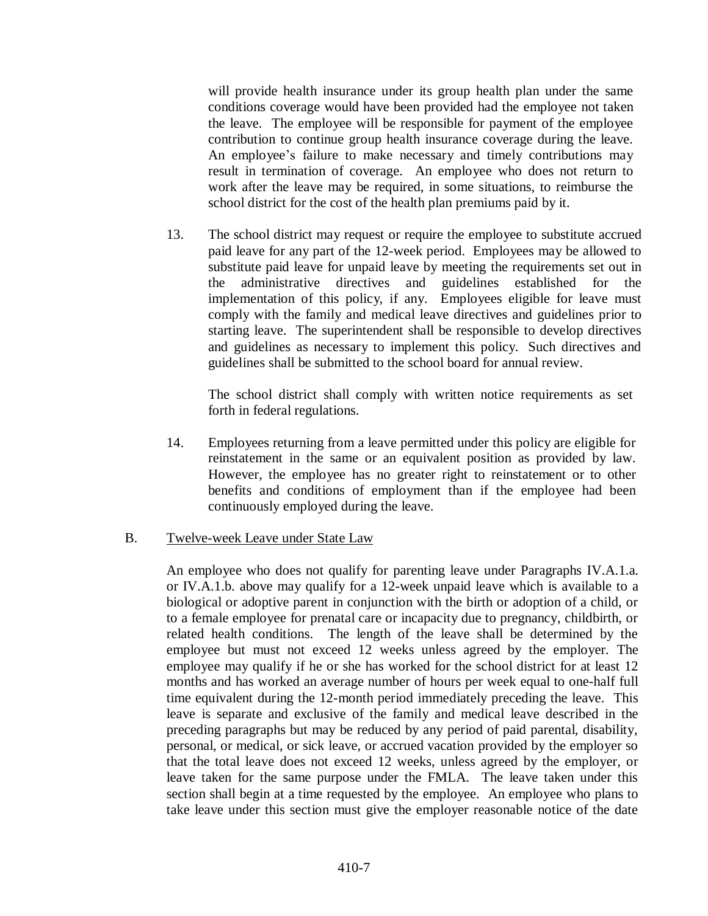will provide health insurance under its group health plan under the same conditions coverage would have been provided had the employee not taken the leave. The employee will be responsible for payment of the employee contribution to continue group health insurance coverage during the leave. An employee's failure to make necessary and timely contributions may result in termination of coverage. An employee who does not return to work after the leave may be required, in some situations, to reimburse the school district for the cost of the health plan premiums paid by it.

13. The school district may request or require the employee to substitute accrued paid leave for any part of the 12-week period. Employees may be allowed to substitute paid leave for unpaid leave by meeting the requirements set out in the administrative directives and guidelines established for the implementation of this policy, if any. Employees eligible for leave must comply with the family and medical leave directives and guidelines prior to starting leave. The superintendent shall be responsible to develop directives and guidelines as necessary to implement this policy. Such directives and guidelines shall be submitted to the school board for annual review.

    The school district shall comply with written notice requirements as set forth in federal regulations.

14. Employees returning from a leave permitted under this policy are eligible for reinstatement in the same or an equivalent position as provided by law. However, the employee has no greater right to reinstatement or to other benefits and conditions of employment than if the employee had been continuously employed during the leave.

B. <u>Twelve-week Leave under State Law</u>

An employee who does not qualify for parenting leave under Paragraphs IV.A.1.a. or IV.A.1.b. above may qualify for a 12-week unpaid leave which is available to a biological or adoptive parent in conjunction with the birth or adoption of a child, or to a female employee for prenatal care or incapacity due to pregnancy, childbirth, or related health conditions. The length of the leave shall be determined by the employee but must not exceed 12 weeks unless agreed by the employer. The employee may qualify if he or she has worked for the school district for at least 12 months and has worked an average number of hours per week equal to one-half full time equivalent during the 12-month period immediately preceding the leave. This leave is separate and exclusive of the family and medical leave described in the preceding paragraphs but may be reduced by any period of paid parental, disability, personal, or medical, or sick leave, or accrued vacation provided by the employer so that the total leave does not exceed 12 weeks, unless agreed by the employer, or leave taken for the same purpose under the FMLA. The leave taken under this section shall begin at a time requested by the employee. An employee who plans to take leave under this section must give the employer reasonable notice of the date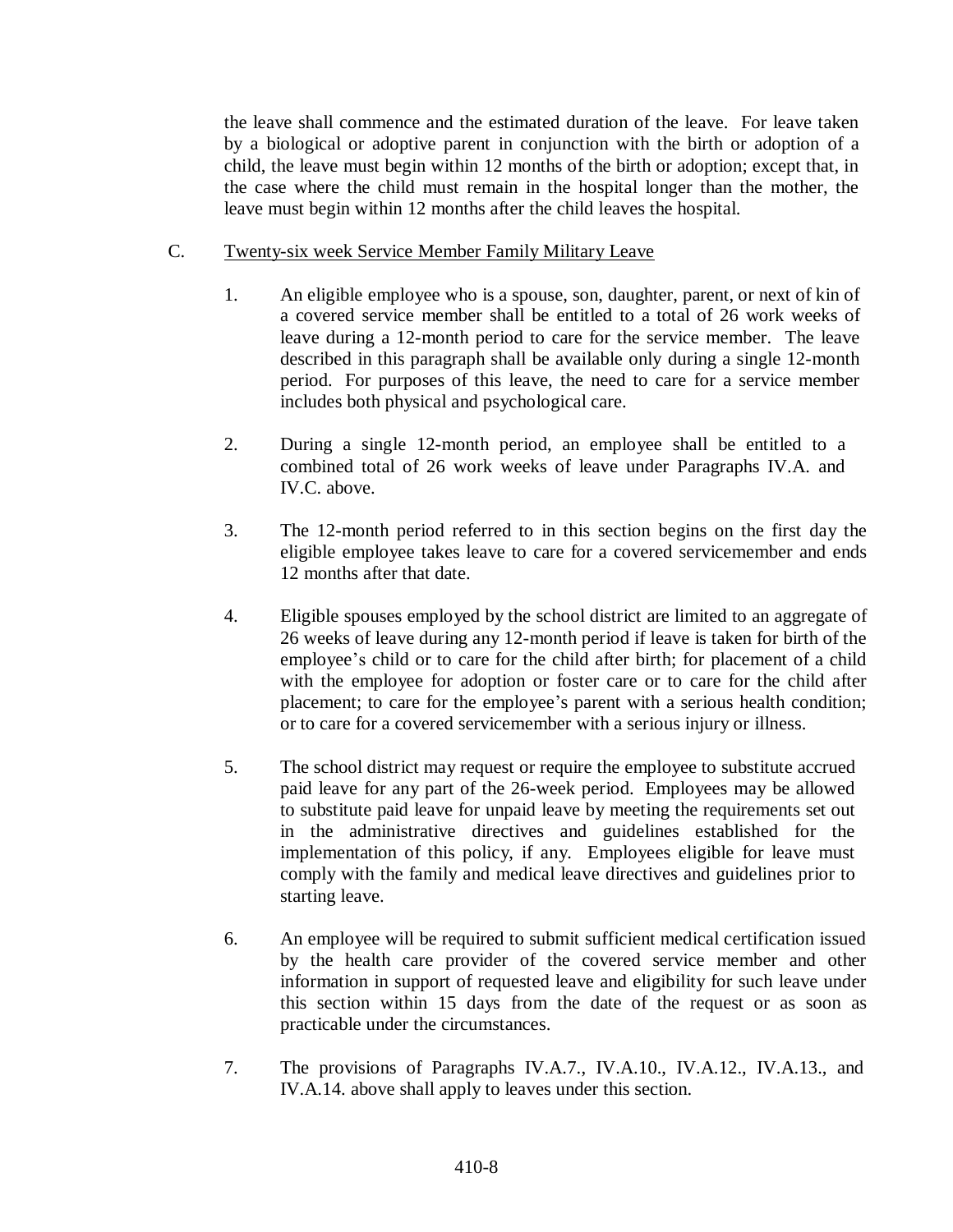the leave shall commence and the estimated duration of the leave. For leave taken by a biological or adoptive parent in conjunction with the birth or adoption of a child, the leave must begin within 12 months of the birth or adoption; except that, in the case where the child must remain in the hospital longer than the mother, the leave must begin within 12 months after the child leaves the hospital.

C. <u>Twenty-six week Service Member Family Military Leave</u>

1. An eligible employee who is a spouse, son, daughter, parent, or next of kin of a covered service member shall be entitled to a total of 26 work weeks of leave during a 12-month period to care for the service member. The leave described in this paragraph shall be available only during a single 12-month period. For purposes of this leave, the need to care for a service member includes both physical and psychological care.

2. During a single 12-month period, an employee shall be entitled to a combined total of 26 work weeks of leave under Paragraphs IV.A. and IV.C. above.

3. The 12-month period referred to in this section begins on the first day the eligible employee takes leave to care for a covered servicemember and ends 12 months after that date.

4. Eligible spouses employed by the school district are limited to an aggregate of 26 weeks of leave during any 12-month period if leave is taken for birth of the employee's child or to care for the child after birth; for placement of a child with the employee for adoption or foster care or to care for the child after placement; to care for the employee's parent with a serious health condition; or to care for a covered servicemember with a serious injury or illness.

5. The school district may request or require the employee to substitute accrued paid leave for any part of the 26-week period. Employees may be allowed to substitute paid leave for unpaid leave by meeting the requirements set out in the administrative directives and guidelines established for the implementation of this policy, if any. Employees eligible for leave must comply with the family and medical leave directives and guidelines prior to starting leave.

6. An employee will be required to submit sufficient medical certification issued by the health care provider of the covered service member and other information in support of requested leave and eligibility for such leave under this section within 15 days from the date of the request or as soon as practicable under the circumstances.

7. The provisions of Paragraphs IV.A.7., IV.A.10., IV.A.12., IV.A.13., and IV.A.14. above shall apply to leaves under this section.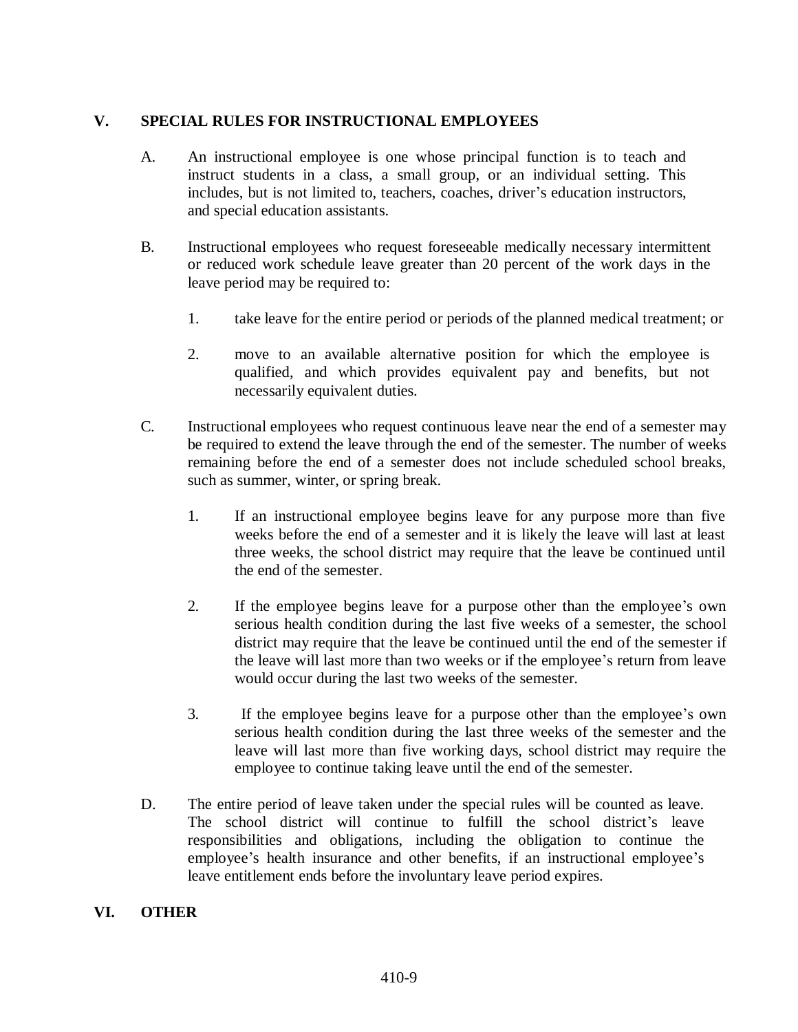## V. SPECIAL RULES FOR INSTRUCTIONAL EMPLOYEES

A. An instructional employee is one whose principal function is to teach and instruct students in a class, a small group, or an individual setting. This includes, but is not limited to, teachers, coaches, driver's education instructors, and special education assistants.

B. Instructional employees who request foreseeable medically necessary intermittent or reduced work schedule leave greater than 20 percent of the work days in the leave period may be required to:

1. take leave for the entire period or periods of the planned medical treatment; or

2. move to an available alternative position for which the employee is qualified, and which provides equivalent pay and benefits, but not necessarily equivalent duties.

C. Instructional employees who request continuous leave near the end of a semester may be required to extend the leave through the end of the semester. The number of weeks remaining before the end of a semester does not include scheduled school breaks, such as summer, winter, or spring break.

1. If an instructional employee begins leave for any purpose more than five weeks before the end of a semester and it is likely the leave will last at least three weeks, the school district may require that the leave be continued until the end of the semester.

2. If the employee begins leave for a purpose other than the employee's own serious health condition during the last five weeks of a semester, the school district may require that the leave be continued until the end of the semester if the leave will last more than two weeks or if the employee's return from leave would occur during the last two weeks of the semester.

3. If the employee begins leave for a purpose other than the employee's own serious health condition during the last three weeks of the semester and the leave will last more than five working days, school district may require the employee to continue taking leave until the end of the semester.

D. The entire period of leave taken under the special rules will be counted as leave. The school district will continue to fulfill the school district's leave responsibilities and obligations, including the obligation to continue the employee's health insurance and other benefits, if an instructional employee's leave entitlement ends before the involuntary leave period expires.

## VI. OTHER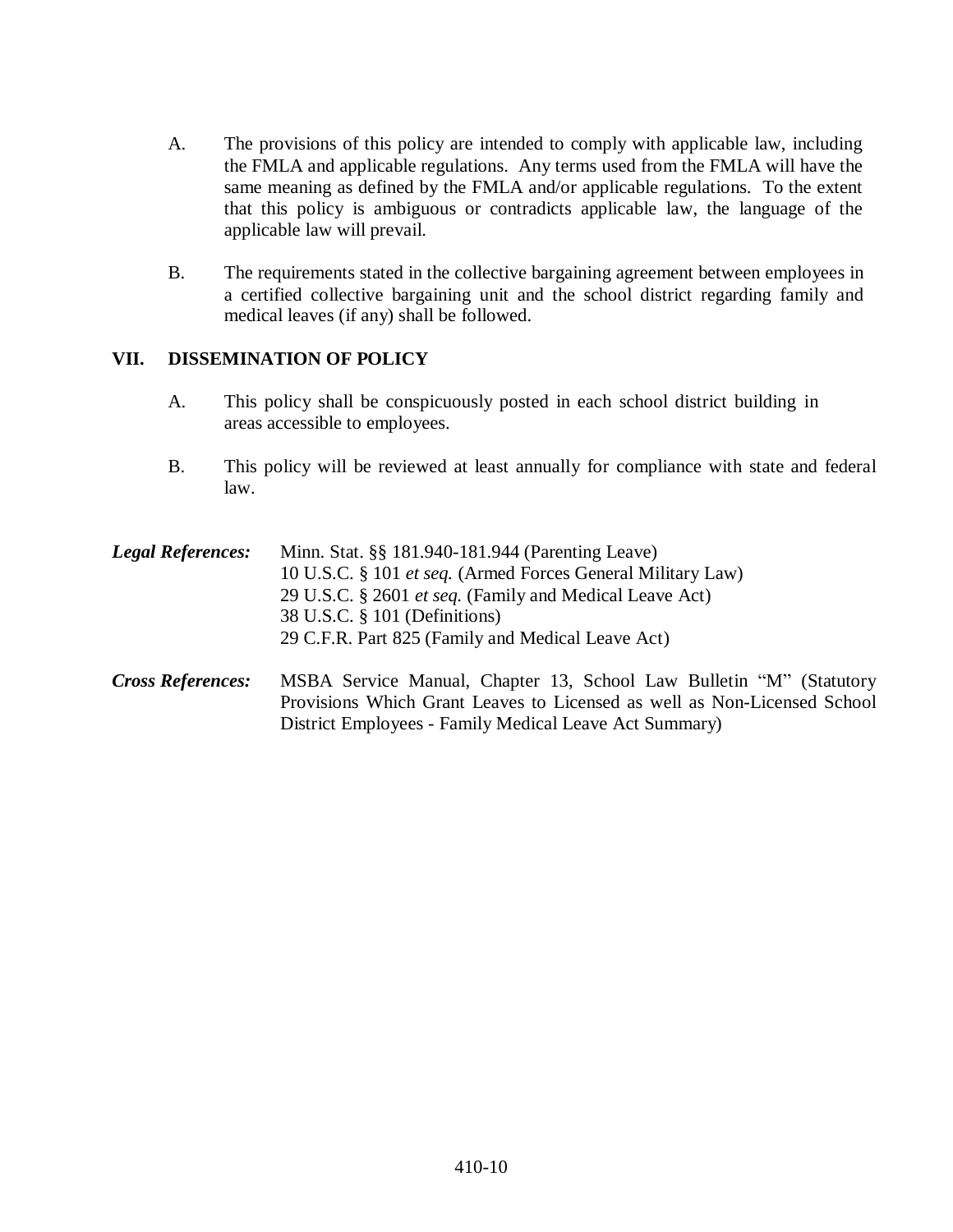A. The provisions of this policy are intended to comply with applicable law, including the FMLA and applicable regulations. Any terms used from the FMLA will have the same meaning as defined by the FMLA and/or applicable regulations. To the extent that this policy is ambiguous or contradicts applicable law, the language of the applicable law will prevail.

B. The requirements stated in the collective bargaining agreement between employees in a certified collective bargaining unit and the school district regarding family and medical leaves (if any) shall be followed.

## VII. DISSEMINATION OF POLICY

A. This policy shall be conspicuously posted in each school district building in areas accessible to employees.

B. This policy will be reviewed at least annually for compliance with state and federal law.

***Legal References:*** Minn. Stat. §§ 181.940-181.944 (Parenting Leave)
10 U.S.C. § 101 *et seq.* (Armed Forces General Military Law)
29 U.S.C. § 2601 *et seq.* (Family and Medical Leave Act)
38 U.S.C. § 101 (Definitions)
29 C.F.R. Part 825 (Family and Medical Leave Act)

***Cross References:*** MSBA Service Manual, Chapter 13, School Law Bulletin "M" (Statutory Provisions Which Grant Leaves to Licensed as well as Non-Licensed School District Employees - Family Medical Leave Act Summary)